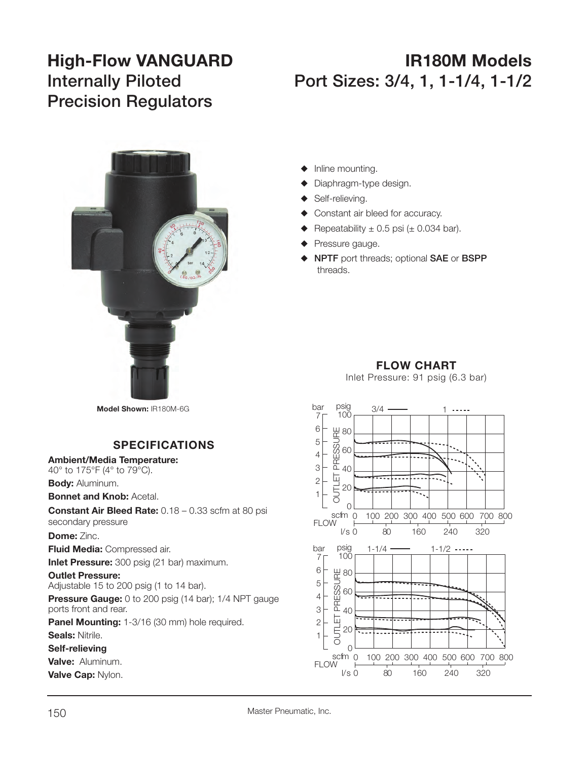# High-Flow VANGUARD Internally Piloted Precision Regulators

# IR180M Models Port Sizes: 3/4, 1, 1-1/4, 1-1/2

**Model Shown:** IR180M-6G

- Inline mounting.
- Diaphragm-type design.
- Self-relieving.
- Constant air bleed for accuracy.
- Repeatability ± 0.5 psi (± 0.034 bar).
- Pressure gauge.
- **NPTF** port threads; optional **SAE** or **BSPP** threads.

## SPECIFICATIONS

**Ambient/Media Temperature:** 40° to 175°F (4° to 79°C).

**Body:** Aluminum.

**Bonnet and Knob:** Acetal.

**Constant Air Bleed Rate:** 0.18 – 0.33 scfm at 80 psi secondary pressure

**Dome:** Zinc.

**Fluid Media:** Compressed air.

**Inlet Pressure:** 300 psig (21 bar) maximum.

**Outlet Pressure:** Adjustable 15 to 200 psig (1 to 14 bar).

**Pressure Gauge:** 0 to 200 psig (14 bar); 1/4 NPT gauge ports front and rear.

**Panel Mounting:** 1-3/16 (30 mm) hole required.

**Seals:** Nitrile.

**Self-relieving**

**Valve:** Aluminum.

**Valve Cap:** Nylon.

## FLOW CHART

Inlet Pressure: 91 psig (6.3 bar)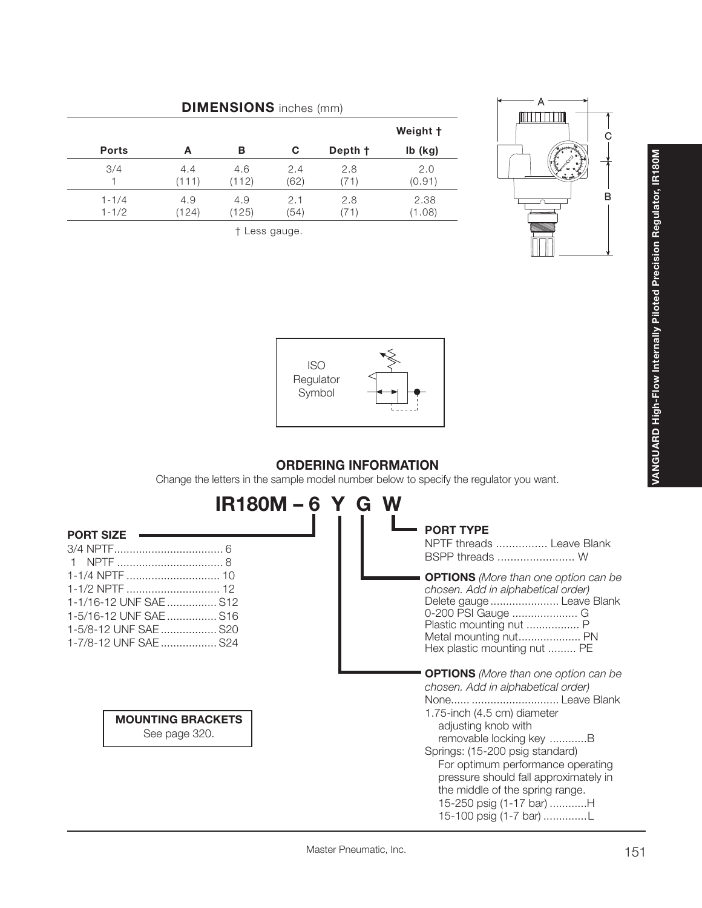## DIMENSIONS inches (mm)

| Ports | A | B | C | Depth † | Weight † lb (kg) |
|---|---|---|---|---|---|
| 3/4<br>1 | 4.4<br>(111) | 4.6<br>(112) | 2.4<br>(62) | 2.8<br>(71) | 2.0<br>(0.91) |
| 1-1/4<br>1-1/2 | 4.9<br>(124) | 4.9<br>(125) | 2.1<br>(54) | 2.8<br>(71) | 2.38<br>(1.08) |

† Less gauge.

A

C

B

ISO Regulator Symbol

## ORDERING INFORMATION

Change the letters in the sample model number below to specify the regulator you want.

**IR180M – 6 Y G W**

**PORT SIZE**
- 3/4 NPTF.................................. 6
- 1 NPTF .................................. 8
- 1-1/4 NPTF .............................. 10
- 1-1/2 NPTF .............................. 12
- 1-1/16-12 UNF SAE ................ S12
- 1-5/16-12 UNF SAE ................ S16
- 1-5/8-12 UNF SAE .................. S20
- 1-7/8-12 UNF SAE .................. S24

**MOUNTING BRACKETS**
See page 320.

**PORT TYPE**
- NPTF threads ................ Leave Blank
- BSPP threads ........................ W

**OPTIONS** *(More than one option can be chosen. Add in alphabetical order)*
- Delete gauge ...................... Leave Blank
- 0-200 PSI Gauge ..................... G
- Plastic mounting nut ................. P
- Metal mounting nut.................... PN
- Hex plastic mounting nut ......... PE

**OPTIONS** *(More than one option can be chosen. Add in alphabetical order)*
- None...... ............................ Leave Blank
- 1.75-inch (4.5 cm) diameter adjusting knob with removable locking key ............B
- Springs: (15-200 psig standard)
  For optimum performance operating pressure should fall approximately in the middle of the spring range.
  - 15-250 psig (1-17 bar) ............H
  - 15-100 psig (1-7 bar) ..............L